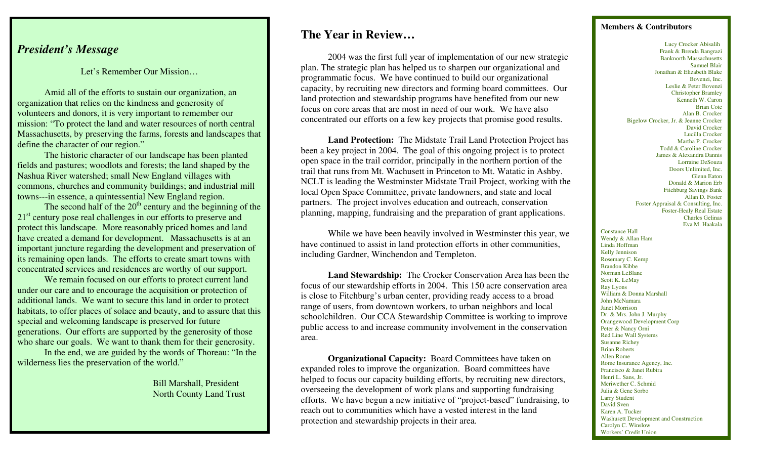## *President's Message*

Let's Remember Our Mission…

Amid all of the efforts to sustain our organization, an organization that relies on the kindness and generosity of volunteers and donors, it is very important to remember our mission: "To protect the land and water resources of north central Massachusetts, by preserving the farms, forests and landscapes that define the character of our region."

The historic character of our landscape has been planted fields and pastures; woodlots and forests; the land shaped by the Nashua River watershed; small New England villages with commons, churches and community buildings; and industrial mill towns---in essence, a quintessential New England region.

The second half of the 20th century and the beginning of the 21st century pose real challenges in our efforts to preserve and protect this landscape. More reasonably priced homes and land have created a demand for development. Massachusetts is at an important juncture regarding the development and preservation of its remaining open lands. The efforts to create smart towns with concentrated services and residences are worthy of our support.

We remain focused on our efforts to protect current land under our care and to encourage the acquisition or protection of additional lands. We want to secure this land in order to protect habitats, to offer places of solace and beauty, and to assure that this special and welcoming landscape is preserved for future generations. Our efforts are supported by the generosity of those who share our goals. We want to thank them for their generosity.

In the end, we are guided by the words of Thoreau: "In the wilderness lies the preservation of the world."

Bill Marshall, President
North County Land Trust

## The Year in Review…

2004 was the first full year of implementation of our new strategic plan. The strategic plan has helped us to sharpen our organizational and programmatic focus. We have continued to build our organizational capacity, by recruiting new directors and forming board committees. Our land protection and stewardship programs have benefited from our new focus on core areas that are most in need of our work. We have also concentrated our efforts on a few key projects that promise good results.

**Land Protection:** The Midstate Trail Land Protection Project has been a key project in 2004. The goal of this ongoing project is to protect open space in the trail corridor, principally in the northern portion of the trail that runs from Mt. Wachusett in Princeton to Mt. Watatic in Ashby. NCLT is leading the Westminster Midstate Trail Project, working with the local Open Space Committee, private landowners, and state and local partners. The project involves education and outreach, conservation planning, mapping, fundraising and the preparation of grant applications.

While we have been heavily involved in Westminster this year, we have continued to assist in land protection efforts in other communities, including Gardner, Winchendon and Templeton.

**Land Stewardship:** The Crocker Conservation Area has been the focus of our stewardship efforts in 2004. This 150 acre conservation area is close to Fitchburg's urban center, providing ready access to a broad range of users, from downtown workers, to urban neighbors and local schoolchildren. Our CCA Stewardship Committee is working to improve public access to and increase community involvement in the conservation area.

**Organizational Capacity:** Board Committees have taken on expanded roles to improve the organization. Board committees have helped to focus our capacity building efforts, by recruiting new directors, overseeing the development of work plans and supporting fundraising efforts. We have begun a new initiative of "project-based" fundraising, to reach out to communities which have a vested interest in the land protection and stewardship projects in their area.

### Members & Contributors

Lucy Crocker Abisalih
Frank & Brenda Bangrazi
Banknorth Massachusetts
Samuel Blair
Jonathan & Elizabeth Blake
Bovenzi, Inc.
Leslie & Peter Bovenzi
Christopher Bramley
Kenneth W. Caron
Brian Cote
Alan B. Crocker
Bigelow Crocker, Jr. & Jeanne Crocker
David Crocker
Lucilla Crocker
Martha P. Crocker
Todd & Caroline Crocker
James & Alexandra Dannis
Lorraine DeSouza
Doors Unlimited, Inc.
Glenn Eaton
Donald & Marion Erb
Fitchburg Savings Bank
Allan D. Foster
Foster Appraisal & Consulting, Inc.
Foster-Healy Real Estate
Charles Gelinas
Eva M. Haakala
Constance Hall
Wendy & Allan Ham
Linda Hoffman
Kelly Jennison
Rosemary C. Kemp
Brandon Kibbe
Norman LeBlanc
Scott K. LeMay
Ray Lyons
William & Donna Marshall
John McNamara
Janet Morrison
Dr. & Mrs. John J. Murphy
Orangewood Development Corp
Peter & Nancy Orni
Red Line Wall Systems
Susanne Richey
Brian Roberts
Allen Rome
Rome Insurance Agency, Inc.
Francisco & Janet Rubira
Henri L. Sans, Jr.
Meriwether C. Schmid
Julia & Gene Sorbo
Larry Student
David Sven
Karen A. Tucker
Washusett Development and Construction
Carolyn C. Winslow
Workers' Credit Union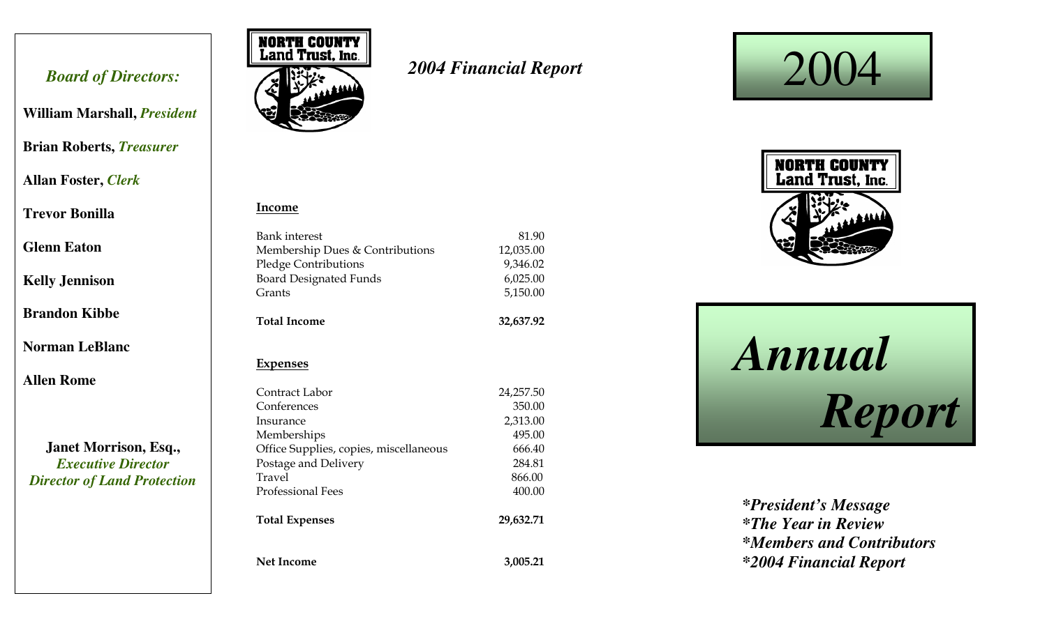*Board of Directors:*

**William Marshall,** ***President***

**Brian Roberts,** ***Treasurer***

**Allan Foster,** ***Clerk***

**Trevor Bonilla**

**Glenn Eaton**

**Kelly Jennison**

**Brandon Kibbe**

**Norman LeBlanc**

**Allen Rome**

**Janet Morrison, Esq.,**
***Executive Director***
***Director of Land Protection***

NORTH COUNTY Land Trust, Inc.

## *2004 Financial Report*

| | |
|---|---|
| **Income** | |
| Bank interest | 81.90 |
| Membership Dues & Contributions | 12,035.00 |
| Pledge Contributions | 9,346.02 |
| Board Designated Funds | 6,025.00 |
| Grants | 5,150.00 |
| **Total Income** | **32,637.92** |
| **Expenses** | |
| Contract Labor | 24,257.50 |
| Conferences | 350.00 |
| Insurance | 2,313.00 |
| Memberships | 495.00 |
| Office Supplies, copies, miscellaneous | 666.40 |
| Postage and Delivery | 284.81 |
| Travel | 866.00 |
| Professional Fees | 400.00 |
| **Total Expenses** | **29,632.71** |
| **Net Income** | **3,005.21** |

# 2004

NORTH COUNTY Land Trust, Inc.

# *Annual Report*

***President's Message***
***The Year in Review***
***Members and Contributors***
***2004 Financial Report***